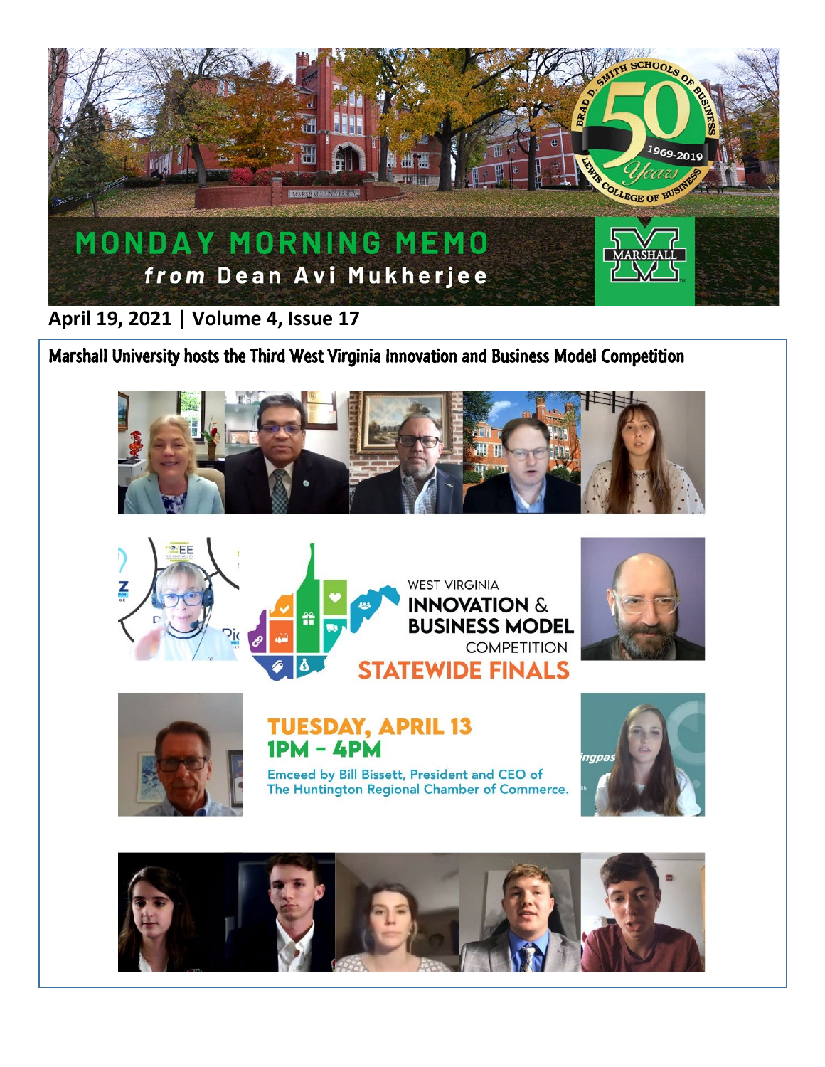# MONDAY MORNING MEMO

*from* **Dean Avi Mukherjee**

**April 19, 2021 | Volume 4, Issue 17**

## Marshall University hosts the Third West Virginia Innovation and Business Model Competition

WEST VIRGINIA INNOVATION & BUSINESS MODEL COMPETITION

STATEWIDE FINALS

TUESDAY, APRIL 13
1PM – 4PM

Emceed by Bill Bissett, President and CEO of The Huntington Regional Chamber of Commerce.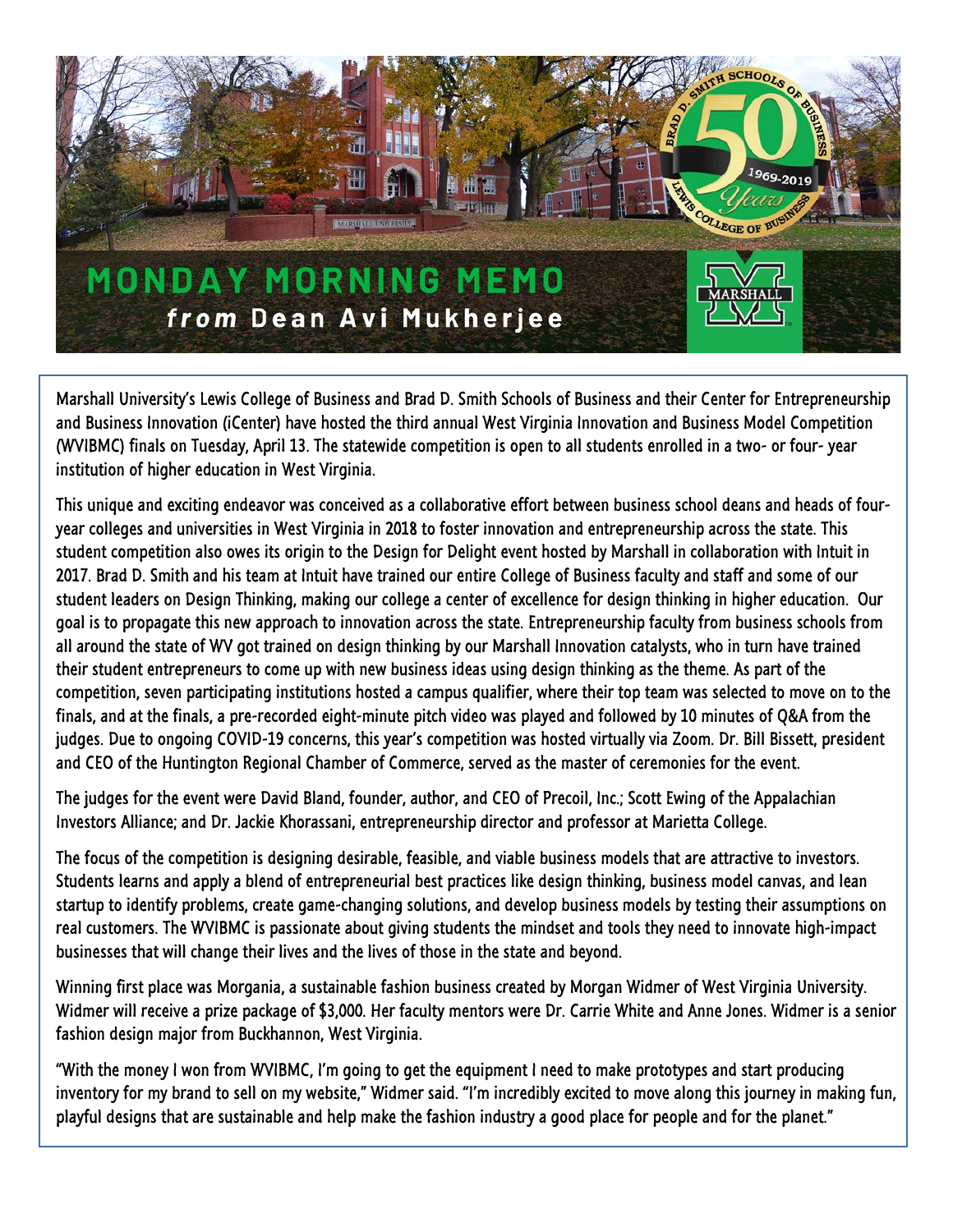# MONDAY MORNING MEMO

## *from* Dean Avi Mukherjee

Marshall University's Lewis College of Business and Brad D. Smith Schools of Business and their Center for Entrepreneurship and Business Innovation (iCenter) have hosted the third annual West Virginia Innovation and Business Model Competition (WVIBMC) finals on Tuesday, April 13. The statewide competition is open to all students enrolled in a two- or four- year institution of higher education in West Virginia.

This unique and exciting endeavor was conceived as a collaborative effort between business school deans and heads of four-year colleges and universities in West Virginia in 2018 to foster innovation and entrepreneurship across the state. This student competition also owes its origin to the Design for Delight event hosted by Marshall in collaboration with Intuit in 2017. Brad D. Smith and his team at Intuit have trained our entire College of Business faculty and staff and some of our student leaders on Design Thinking, making our college a center of excellence for design thinking in higher education. Our goal is to propagate this new approach to innovation across the state. Entrepreneurship faculty from business schools from all around the state of WV got trained on design thinking by our Marshall Innovation catalysts, who in turn have trained their student entrepreneurs to come up with new business ideas using design thinking as the theme. As part of the competition, seven participating institutions hosted a campus qualifier, where their top team was selected to move on to the finals, and at the finals, a pre-recorded eight-minute pitch video was played and followed by 10 minutes of Q&A from the judges. Due to ongoing COVID-19 concerns, this year's competition was hosted virtually via Zoom. Dr. Bill Bissett, president and CEO of the Huntington Regional Chamber of Commerce, served as the master of ceremonies for the event.

The judges for the event were David Bland, founder, author, and CEO of Precoil, Inc.; Scott Ewing of the Appalachian Investors Alliance; and Dr. Jackie Khorassani, entrepreneurship director and professor at Marietta College.

The focus of the competition is designing desirable, feasible, and viable business models that are attractive to investors. Students learns and apply a blend of entrepreneurial best practices like design thinking, business model canvas, and lean startup to identify problems, create game-changing solutions, and develop business models by testing their assumptions on real customers. The WVIBMC is passionate about giving students the mindset and tools they need to innovate high-impact businesses that will change their lives and the lives of those in the state and beyond.

Winning first place was Morgania, a sustainable fashion business created by Morgan Widmer of West Virginia University. Widmer will receive a prize package of $3,000. Her faculty mentors were Dr. Carrie White and Anne Jones. Widmer is a senior fashion design major from Buckhannon, West Virginia.

"With the money I won from WVIBMC, I'm going to get the equipment I need to make prototypes and start producing inventory for my brand to sell on my website," Widmer said. "I'm incredibly excited to move along this journey in making fun, playful designs that are sustainable and help make the fashion industry a good place for people and for the planet."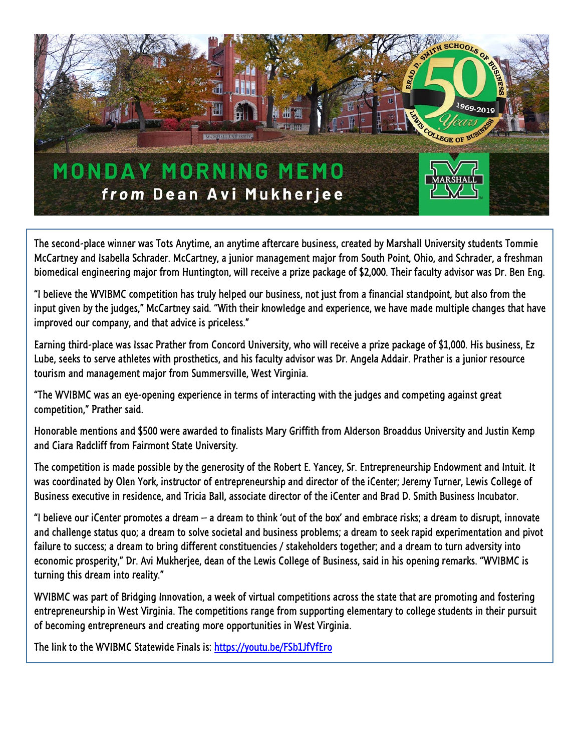The second-place winner was Tots Anytime, an anytime aftercare business, created by Marshall University students Tommie McCartney and Isabella Schrader. McCartney, a junior management major from South Point, Ohio, and Schrader, a freshman biomedical engineering major from Huntington, will receive a prize package of $2,000. Their faculty advisor was Dr. Ben Eng.

"I believe the WVIBMC competition has truly helped our business, not just from a financial standpoint, but also from the input given by the judges," McCartney said. "With their knowledge and experience, we have made multiple changes that have improved our company, and that advice is priceless."

Earning third-place was Issac Prather from Concord University, who will receive a prize package of $1,000. His business, Ez Lube, seeks to serve athletes with prosthetics, and his faculty advisor was Dr. Angela Addair. Prather is a junior resource tourism and management major from Summersville, West Virginia.

"The WVIBMC was an eye-opening experience in terms of interacting with the judges and competing against great competition," Prather said.

Honorable mentions and $500 were awarded to finalists Mary Griffith from Alderson Broaddus University and Justin Kemp and Ciara Radcliff from Fairmont State University.

The competition is made possible by the generosity of the Robert E. Yancey, Sr. Entrepreneurship Endowment and Intuit. It was coordinated by Olen York, instructor of entrepreneurship and director of the iCenter; Jeremy Turner, Lewis College of Business executive in residence, and Tricia Ball, associate director of the iCenter and Brad D. Smith Business Incubator.

"I believe our iCenter promotes a dream – a dream to think 'out of the box' and embrace risks; a dream to disrupt, innovate and challenge status quo; a dream to solve societal and business problems; a dream to seek rapid experimentation and pivot failure to success; a dream to bring different constituencies / stakeholders together; and a dream to turn adversity into economic prosperity," Dr. Avi Mukherjee, dean of the Lewis College of Business, said in his opening remarks. "WVIBMC is turning this dream into reality."

WVIBMC was part of Bridging Innovation, a week of virtual competitions across the state that are promoting and fostering entrepreneurship in West Virginia. The competitions range from supporting elementary to college students in their pursuit of becoming entrepreneurs and creating more opportunities in West Virginia.

The link to the WVIBMC Statewide Finals is: [https://youtu.be/FSb1JfVfEro](https://youtu.be/FSb1JfVfEro)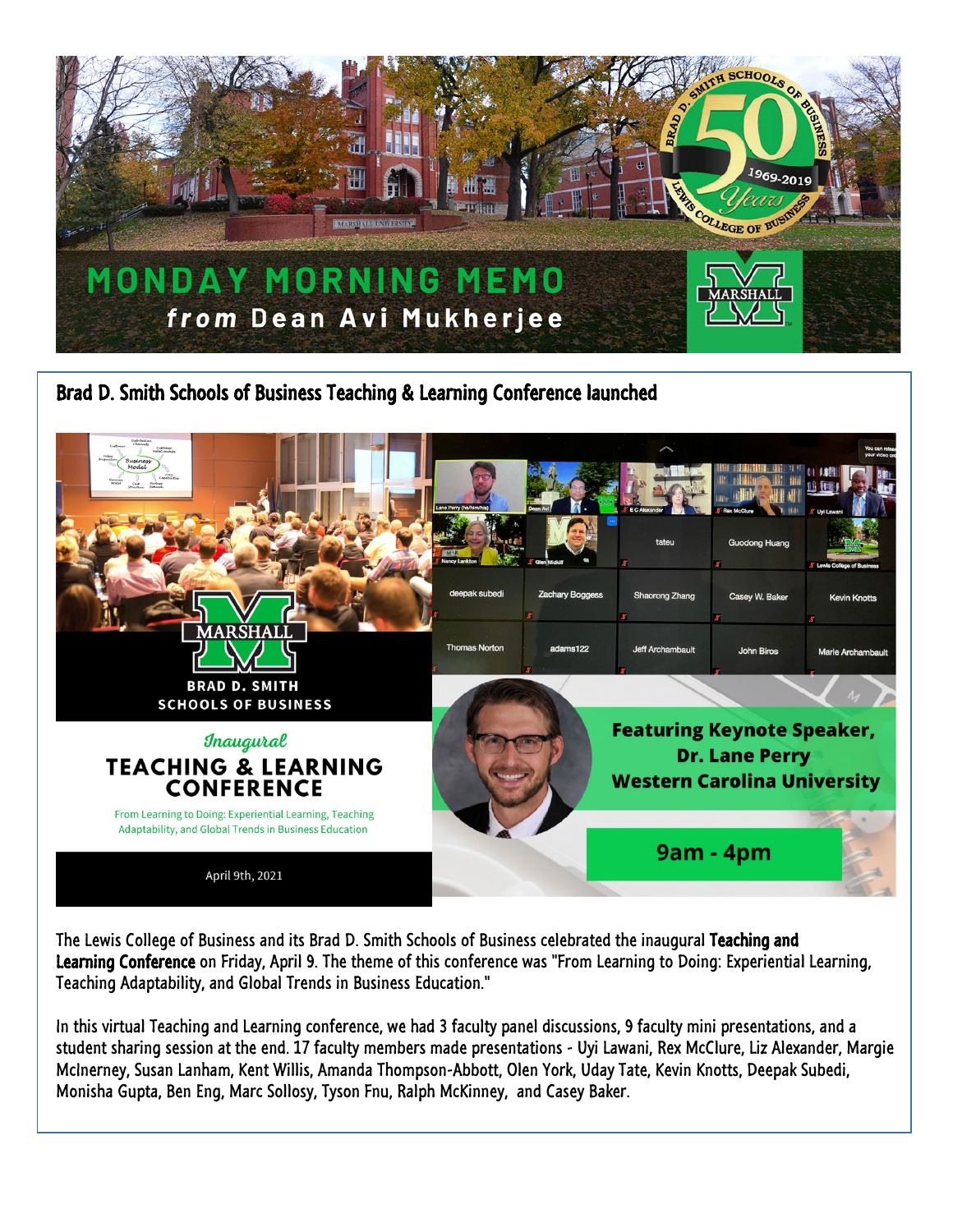# MONDAY MORNING MEMO

***from* Dean Avi Mukherjee**

## Brad D. Smith Schools of Business Teaching & Learning Conference launched

BRAD D. SMITH SCHOOLS OF BUSINESS

*Inaugural*

**TEACHING & LEARNING CONFERENCE**

From Learning to Doing: Experiential Learning, Teaching Adaptability, and Global Trends in Business Education

April 9th, 2021

**Featuring Keynote Speaker, Dr. Lane Perry Western Carolina University**

**9am - 4pm**

The Lewis College of Business and its Brad D. Smith Schools of Business celebrated the inaugural **Teaching and Learning Conference** on Friday, April 9. The theme of this conference was "From Learning to Doing: Experiential Learning, Teaching Adaptability, and Global Trends in Business Education."

In this virtual Teaching and Learning conference, we had 3 faculty panel discussions, 9 faculty mini presentations, and a student sharing session at the end. 17 faculty members made presentations - Uyi Lawani, Rex McClure, Liz Alexander, Margie McInerney, Susan Lanham, Kent Willis, Amanda Thompson-Abbott, Olen York, Uday Tate, Kevin Knotts, Deepak Subedi, Monisha Gupta, Ben Eng, Marc Sollosy, Tyson Fnu, Ralph McKinney, and Casey Baker.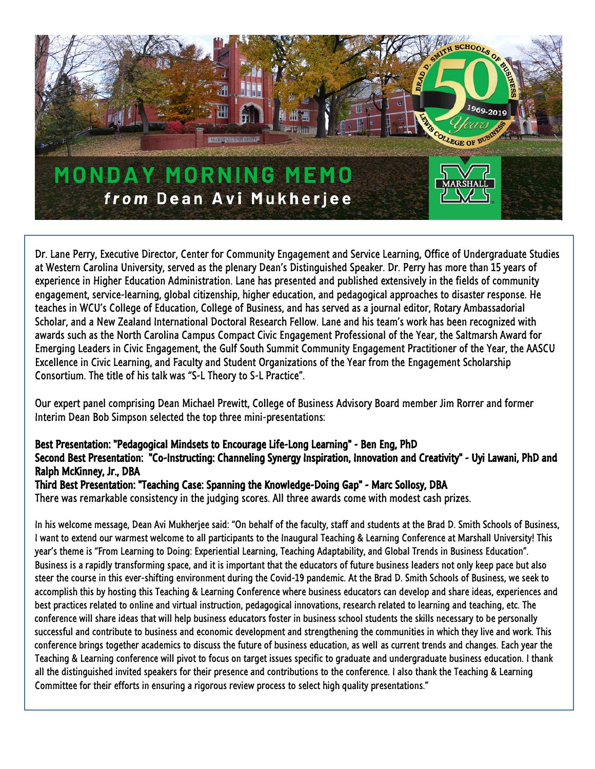# MONDAY MORNING MEMO

***from* Dean Avi Mukherjee**

Dr. Lane Perry, Executive Director, Center for Community Engagement and Service Learning, Office of Undergraduate Studies at Western Carolina University, served as the plenary Dean's Distinguished Speaker. Dr. Perry has more than 15 years of experience in Higher Education Administration. Lane has presented and published extensively in the fields of community engagement, service-learning, global citizenship, higher education, and pedagogical approaches to disaster response. He teaches in WCU's College of Education, College of Business, and has served as a journal editor, Rotary Ambassadorial Scholar, and a New Zealand International Doctoral Research Fellow. Lane and his team's work has been recognized with awards such as the North Carolina Campus Compact Civic Engagement Professional of the Year, the Saltmarsh Award for Emerging Leaders in Civic Engagement, the Gulf South Summit Community Engagement Practitioner of the Year, the AASCU Excellence in Civic Learning, and Faculty and Student Organizations of the Year from the Engagement Scholarship Consortium. The title of his talk was "S-L Theory to S-L Practice".

Our expert panel comprising Dean Michael Prewitt, College of Business Advisory Board member Jim Rorrer and former Interim Dean Bob Simpson selected the top three mini-presentations:

**Best Presentation: "Pedagogical Mindsets to Encourage Life-Long Learning" - Ben Eng, PhD**
**Second Best Presentation: "Co-Instructing: Channeling Synergy Inspiration, Innovation and Creativity" - Uyi Lawani, PhD and Ralph McKinney, Jr., DBA**
**Third Best Presentation: "Teaching Case: Spanning the Knowledge-Doing Gap" - Marc Sollosy, DBA**
There was remarkable consistency in the judging scores. All three awards come with modest cash prizes.

In his welcome message, Dean Avi Mukherjee said: "On behalf of the faculty, staff and students at the Brad D. Smith Schools of Business, I want to extend our warmest welcome to all participants to the Inaugural Teaching & Learning Conference at Marshall University! This year's theme is "From Learning to Doing: Experiential Learning, Teaching Adaptability, and Global Trends in Business Education". Business is a rapidly transforming space, and it is important that the educators of future business leaders not only keep pace but also steer the course in this ever-shifting environment during the Covid-19 pandemic. At the Brad D. Smith Schools of Business, we seek to accomplish this by hosting this Teaching & Learning Conference where business educators can develop and share ideas, experiences and best practices related to online and virtual instruction, pedagogical innovations, research related to learning and teaching, etc. The conference will share ideas that will help business educators foster in business school students the skills necessary to be personally successful and contribute to business and economic development and strengthening the communities in which they live and work. This conference brings together academics to discuss the future of business education, as well as current trends and changes. Each year the Teaching & Learning conference will pivot to focus on target issues specific to graduate and undergraduate business education. I thank all the distinguished invited speakers for their presence and contributions to the conference. I also thank the Teaching & Learning Committee for their efforts in ensuring a rigorous review process to select high quality presentations."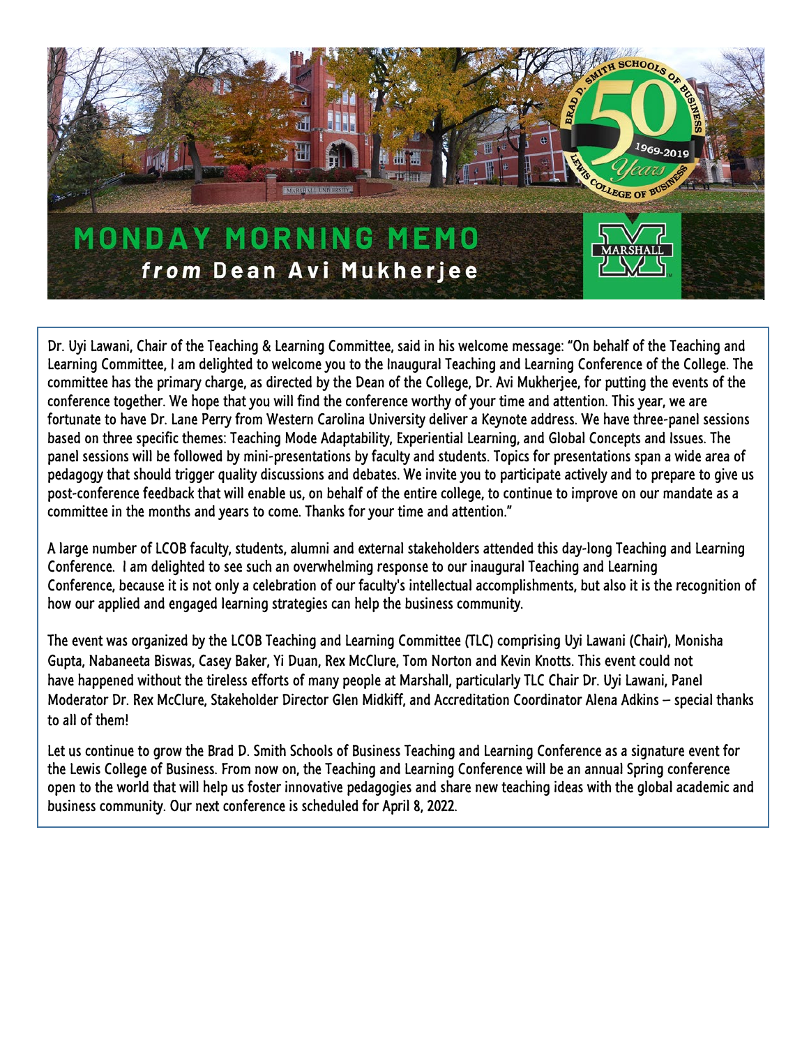# MONDAY MORNING MEMO

***from* Dean Avi Mukherjee**

Dr. Uyi Lawani, Chair of the Teaching & Learning Committee, said in his welcome message: "On behalf of the Teaching and Learning Committee, I am delighted to welcome you to the Inaugural Teaching and Learning Conference of the College. The committee has the primary charge, as directed by the Dean of the College, Dr. Avi Mukherjee, for putting the events of the conference together. We hope that you will find the conference worthy of your time and attention. This year, we are fortunate to have Dr. Lane Perry from Western Carolina University deliver a Keynote address. We have three-panel sessions based on three specific themes: Teaching Mode Adaptability, Experiential Learning, and Global Concepts and Issues. The panel sessions will be followed by mini-presentations by faculty and students. Topics for presentations span a wide area of pedagogy that should trigger quality discussions and debates. We invite you to participate actively and to prepare to give us post-conference feedback that will enable us, on behalf of the entire college, to continue to improve on our mandate as a committee in the months and years to come. Thanks for your time and attention."

A large number of LCOB faculty, students, alumni and external stakeholders attended this day-long Teaching and Learning Conference. I am delighted to see such an overwhelming response to our inaugural Teaching and Learning Conference, because it is not only a celebration of our faculty's intellectual accomplishments, but also it is the recognition of how our applied and engaged learning strategies can help the business community.

The event was organized by the LCOB Teaching and Learning Committee (TLC) comprising Uyi Lawani (Chair), Monisha Gupta, Nabaneeta Biswas, Casey Baker, Yi Duan, Rex McClure, Tom Norton and Kevin Knotts. This event could not have happened without the tireless efforts of many people at Marshall, particularly TLC Chair Dr. Uyi Lawani, Panel Moderator Dr. Rex McClure, Stakeholder Director Glen Midkiff, and Accreditation Coordinator Alena Adkins – special thanks to all of them!

Let us continue to grow the Brad D. Smith Schools of Business Teaching and Learning Conference as a signature event for the Lewis College of Business. From now on, the Teaching and Learning Conference will be an annual Spring conference open to the world that will help us foster innovative pedagogies and share new teaching ideas with the global academic and business community. Our next conference is scheduled for April 8, 2022.